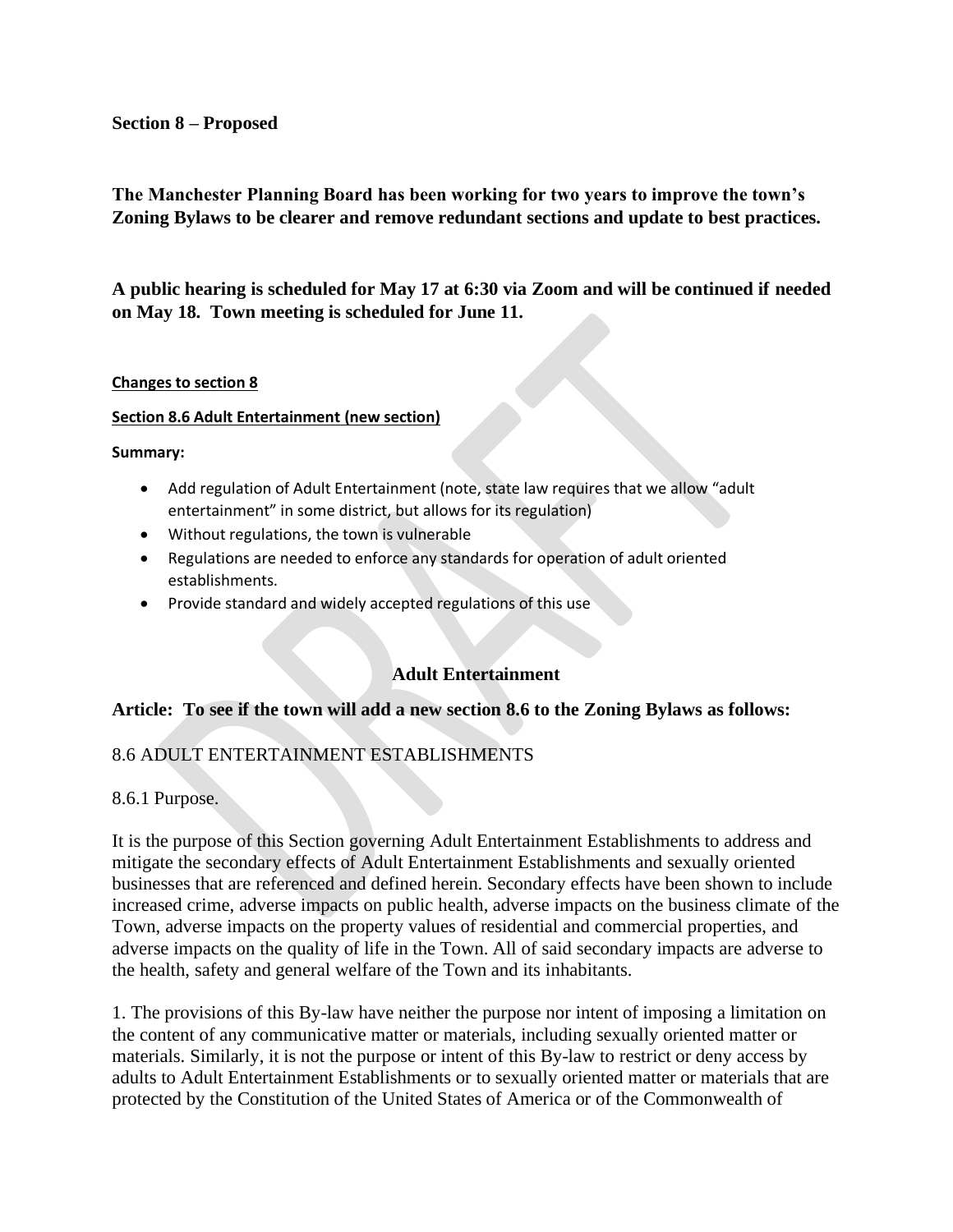**Section 8 – Proposed**

**The Manchester Planning Board has been working for two years to improve the town's Zoning Bylaws to be clearer and remove redundant sections and update to best practices.**

**A public hearing is scheduled for May 17 at 6:30 via Zoom and will be continued if needed on May 18. Town meeting is scheduled for June 11.**

**Changes to section 8**

**Section 8.6 Adult Entertainment (new section)**

**Summary:**

- Add regulation of Adult Entertainment (note, state law requires that we allow "adult entertainment" in some district, but allows for its regulation)
- Without regulations, the town is vulnerable
- Regulations are needed to enforce any standards for operation of adult oriented establishments.
- Provide standard and widely accepted regulations of this use

## Adult Entertainment

**Article: To see if the town will add a new section 8.6 to the Zoning Bylaws as follows:**

8.6 ADULT ENTERTAINMENT ESTABLISHMENTS

8.6.1 Purpose.

It is the purpose of this Section governing Adult Entertainment Establishments to address and mitigate the secondary effects of Adult Entertainment Establishments and sexually oriented businesses that are referenced and defined herein. Secondary effects have been shown to include increased crime, adverse impacts on public health, adverse impacts on the business climate of the Town, adverse impacts on the property values of residential and commercial properties, and adverse impacts on the quality of life in the Town. All of said secondary impacts are adverse to the health, safety and general welfare of the Town and its inhabitants.

1. The provisions of this By-law have neither the purpose nor intent of imposing a limitation on the content of any communicative matter or materials, including sexually oriented matter or materials. Similarly, it is not the purpose or intent of this By-law to restrict or deny access by adults to Adult Entertainment Establishments or to sexually oriented matter or materials that are protected by the Constitution of the United States of America or of the Commonwealth of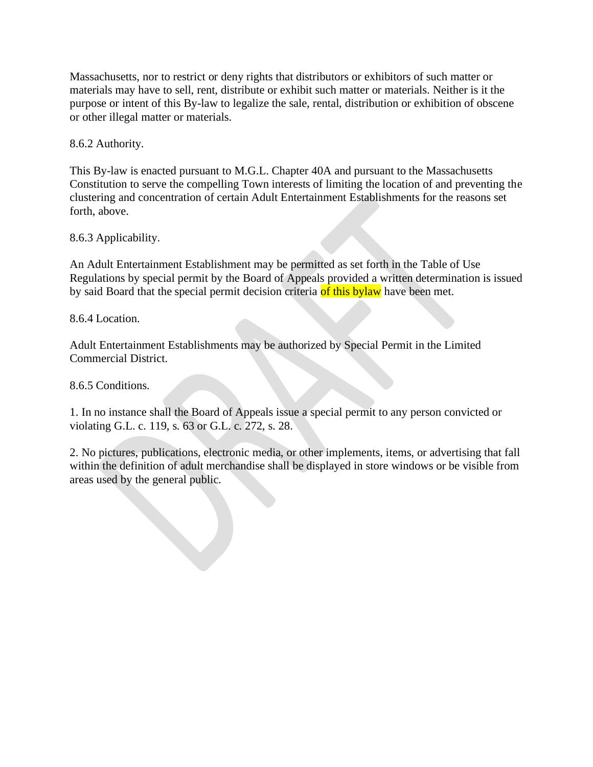Massachusetts, nor to restrict or deny rights that distributors or exhibitors of such matter or materials may have to sell, rent, distribute or exhibit such matter or materials. Neither is it the purpose or intent of this By-law to legalize the sale, rental, distribution or exhibition of obscene or other illegal matter or materials.

8.6.2 Authority.

This By-law is enacted pursuant to M.G.L. Chapter 40A and pursuant to the Massachusetts Constitution to serve the compelling Town interests of limiting the location of and preventing the clustering and concentration of certain Adult Entertainment Establishments for the reasons set forth, above.

8.6.3 Applicability.

An Adult Entertainment Establishment may be permitted as set forth in the Table of Use Regulations by special permit by the Board of Appeals provided a written determination is issued by said Board that the special permit decision criteria of this bylaw have been met.

8.6.4 Location.

Adult Entertainment Establishments may be authorized by Special Permit in the Limited Commercial District.

8.6.5 Conditions.

1. In no instance shall the Board of Appeals issue a special permit to any person convicted or violating G.L. c. 119, s. 63 or G.L. c. 272, s. 28.

2. No pictures, publications, electronic media, or other implements, items, or advertising that fall within the definition of adult merchandise shall be displayed in store windows or be visible from areas used by the general public.